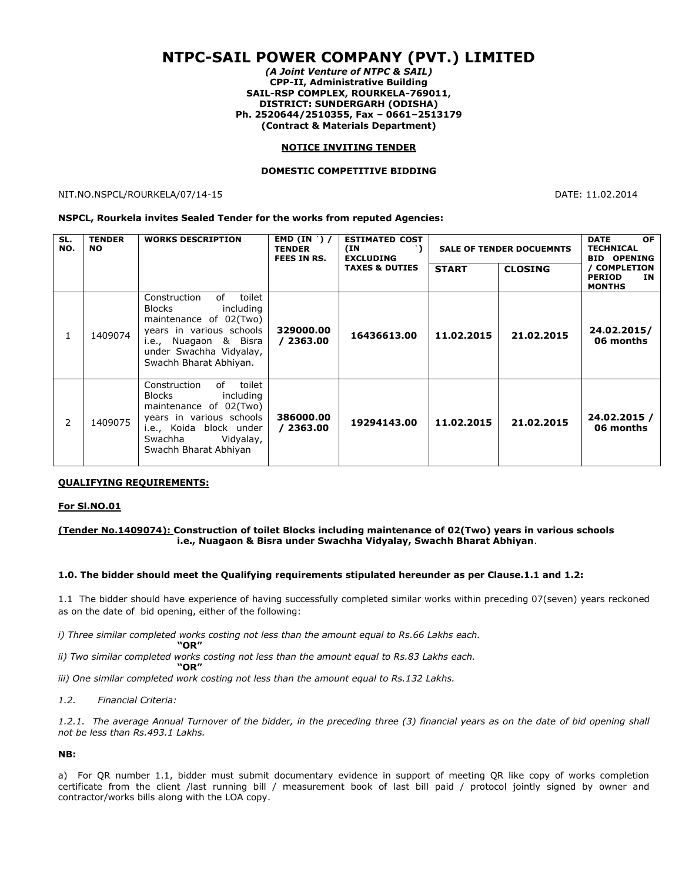# NTPC-SAIL POWER COMPANY (PVT.) LIMITED

***(A Joint Venture of NTPC & SAIL)***
**CPP-II, Administrative Building**
**SAIL-RSP COMPLEX, ROURKELA-769011,**
**DISTRICT: SUNDERGARH (ODISHA)**
**Ph. 2520644/2510355, Fax – 0661–2513179**
**(Contract & Materials Department)**

## NOTICE INVITING TENDER

**DOMESTIC COMPETITIVE BIDDING**

NIT.NO.NSPCL/ROURKELA/07/14-15 DATE: 11.02.2014

**NSPCL, Rourkela invites Sealed Tender for the works from reputed Agencies:**

| SL. NO. | TENDER NO | WORKS DESCRIPTION | EMD (IN `) / TENDER FEES IN RS. | ESTIMATED COST (IN `) EXCLUDING TAXES & DUTIES | SALE OF TENDER DOCUEMNTS | | DATE OF TECHNICAL BID OPENING / COMPLETION PERIOD IN MONTHS |
|---|---|---|---|---|---|---|---|
| | | | | | START | CLOSING | |
| 1 | 1409074 | Construction of toilet Blocks including maintenance of 02(Two) years in various schools i.e., Nuagaon & Bisra under Swachha Vidyalay, Swachh Bharat Abhiyan. | **329000.00 / 2363.00** | **16436613.00** | **11.02.2015** | **21.02.2015** | **24.02.2015/ 06 months** |
| 2 | 1409075 | Construction of toilet Blocks including maintenance of 02(Two) years in various schools i.e., Koida block under Swachha Vidyalay, Swachh Bharat Abhiyan | **386000.00 / 2363.00** | **19294143.00** | **11.02.2015** | **21.02.2015** | **24.02.2015 / 06 months** |

**QUALIFYING REQUIREMENTS:**

**For Sl.NO.01**

**(Tender No.1409074): Construction of toilet Blocks including maintenance of 02(Two) years in various schools i.e., Nuagaon & Bisra under Swachha Vidyalay, Swachh Bharat Abhiyan**.

**1.0. The bidder should meet the Qualifying requirements stipulated hereunder as per Clause.1.1 and 1.2:**

1.1 The bidder should have experience of having successfully completed similar works within preceding 07(seven) years reckoned as on the date of bid opening, either of the following:

*i) Three similar completed works costing not less than the amount equal to Rs.66 Lakhs each.*

**"OR"**

*ii) Two similar completed works costing not less than the amount equal to Rs.83 Lakhs each.*

**"OR"**

*iii) One similar completed work costing not less than the amount equal to Rs.132 Lakhs.*

*1.2. Financial Criteria:*

*1.2.1. The average Annual Turnover of the bidder, in the preceding three (3) financial years as on the date of bid opening shall not be less than Rs.493.1 Lakhs.*

**NB:**

a) For QR number 1.1, bidder must submit documentary evidence in support of meeting QR like copy of works completion certificate from the client /last running bill / measurement book of last bill paid / protocol jointly signed by owner and contractor/works bills along with the LOA copy.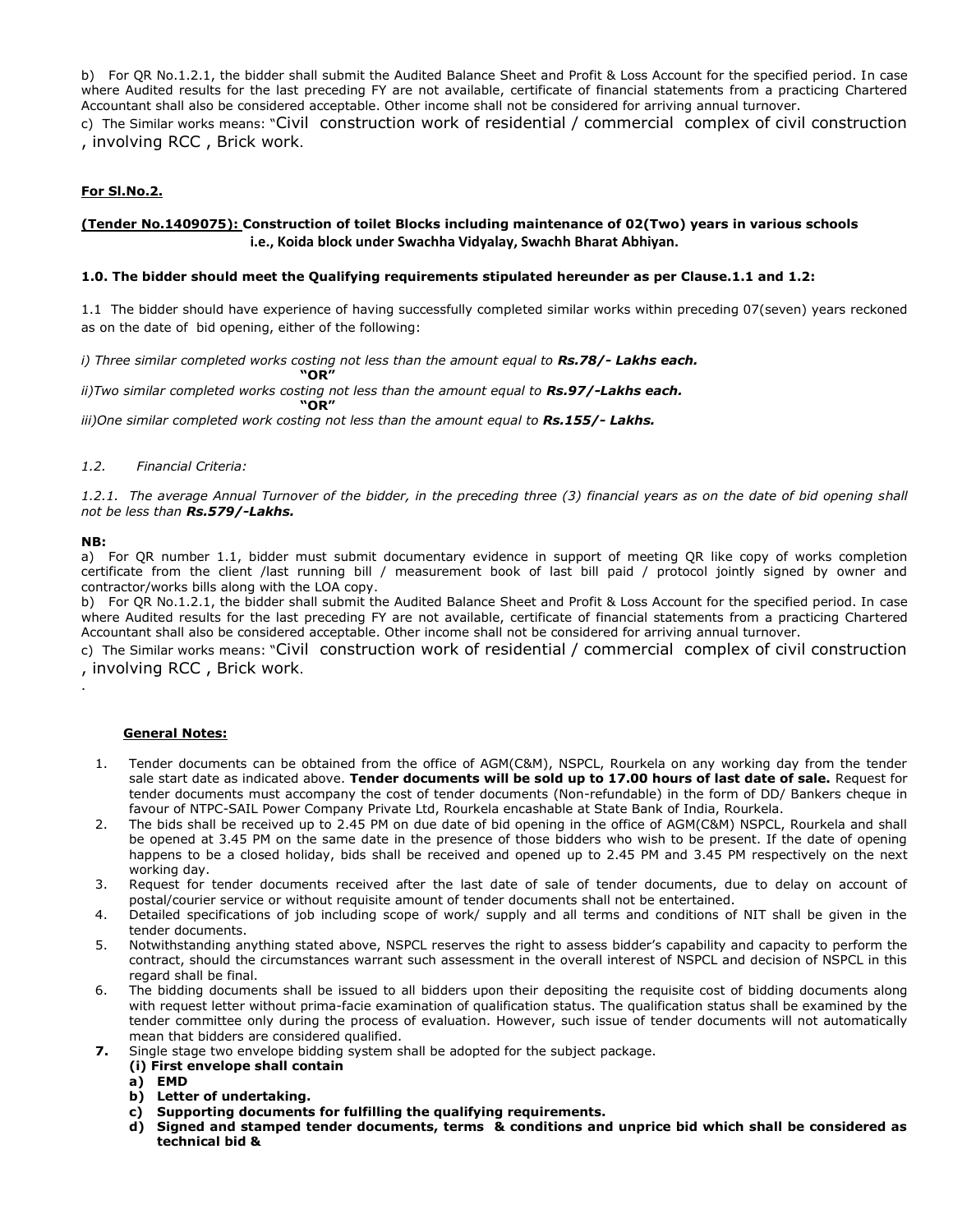b) For QR No.1.2.1, the bidder shall submit the Audited Balance Sheet and Profit & Loss Account for the specified period. In case where Audited results for the last preceding FY are not available, certificate of financial statements from a practicing Chartered Accountant shall also be considered acceptable. Other income shall not be considered for arriving annual turnover.

c) The Similar works means: "Civil construction work of residential / commercial complex of civil construction , involving RCC , Brick work.

**For Sl.No.2.**

**(Tender No.1409075): Construction of toilet Blocks including maintenance of 02(Two) years in various schools i.e., Koida block under Swachha Vidyalay, Swachh Bharat Abhiyan.**

**1.0. The bidder should meet the Qualifying requirements stipulated hereunder as per Clause.1.1 and 1.2:**

1.1 The bidder should have experience of having successfully completed similar works within preceding 07(seven) years reckoned as on the date of bid opening, either of the following:

*i) Three similar completed works costing not less than the amount equal to **Rs.78/- Lakhs each.***

**"OR"**

*ii)Two similar completed works costing not less than the amount equal to **Rs.97/-Lakhs each.***

**"OR"**

*iii)One similar completed work costing not less than the amount equal to **Rs.155/- Lakhs.***

*1.2. Financial Criteria:*

*1.2.1. The average Annual Turnover of the bidder, in the preceding three (3) financial years as on the date of bid opening shall not be less than **Rs.579/-Lakhs.***

**NB:**

a) For QR number 1.1, bidder must submit documentary evidence in support of meeting QR like copy of works completion certificate from the client /last running bill / measurement book of last bill paid / protocol jointly signed by owner and contractor/works bills along with the LOA copy.

b) For QR No.1.2.1, the bidder shall submit the Audited Balance Sheet and Profit & Loss Account for the specified period. In case where Audited results for the last preceding FY are not available, certificate of financial statements from a practicing Chartered Accountant shall also be considered acceptable. Other income shall not be considered for arriving annual turnover.

c) The Similar works means: "Civil construction work of residential / commercial complex of civil construction , involving RCC , Brick work.

.

**General Notes:**

1. Tender documents can be obtained from the office of AGM(C&M), NSPCL, Rourkela on any working day from the tender sale start date as indicated above. **Tender documents will be sold up to 17.00 hours of last date of sale.** Request for tender documents must accompany the cost of tender documents (Non-refundable) in the form of DD/ Bankers cheque in favour of NTPC-SAIL Power Company Private Ltd, Rourkela encashable at State Bank of India, Rourkela.
2. The bids shall be received up to 2.45 PM on due date of bid opening in the office of AGM(C&M) NSPCL, Rourkela and shall be opened at 3.45 PM on the same date in the presence of those bidders who wish to be present. If the date of opening happens to be a closed holiday, bids shall be received and opened up to 2.45 PM and 3.45 PM respectively on the next working day.
3. Request for tender documents received after the last date of sale of tender documents, due to delay on account of postal/courier service or without requisite amount of tender documents shall not be entertained.
4. Detailed specifications of job including scope of work/ supply and all terms and conditions of NIT shall be given in the tender documents.
5. Notwithstanding anything stated above, NSPCL reserves the right to assess bidder's capability and capacity to perform the contract, should the circumstances warrant such assessment in the overall interest of NSPCL and decision of NSPCL in this regard shall be final.
6. The bidding documents shall be issued to all bidders upon their depositing the requisite cost of bidding documents along with request letter without prima-facie examination of qualification status. The qualification status shall be examined by the tender committee only during the process of evaluation. However, such issue of tender documents will not automatically mean that bidders are considered qualified.
7. Single stage two envelope bidding system shall be adopted for the subject package.
   **(i) First envelope shall contain**
   **a) EMD**
   **b) Letter of undertaking.**
   **c) Supporting documents for fulfilling the qualifying requirements.**
   **d) Signed and stamped tender documents, terms & conditions and unprice bid which shall be considered as technical bid &**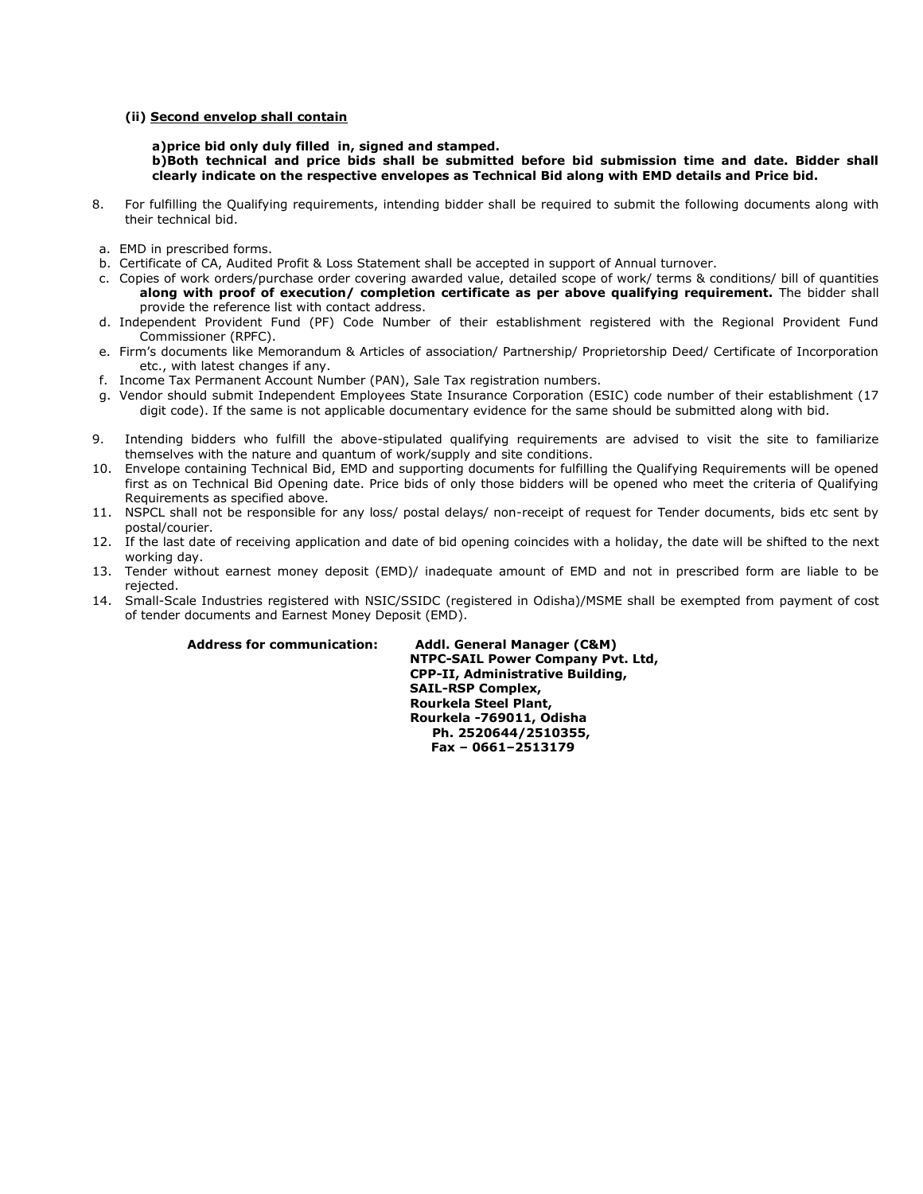**(ii) <u>Second envelop shall contain</u>**

**a)price bid only duly filled in, signed and stamped.**
**b)Both technical and price bids shall be submitted before bid submission time and date. Bidder shall clearly indicate on the respective envelopes as Technical Bid along with EMD details and Price bid.**

8. For fulfilling the Qualifying requirements, intending bidder shall be required to submit the following documents along with their technical bid.

   a. EMD in prescribed forms.
   b. Certificate of CA, Audited Profit & Loss Statement shall be accepted in support of Annual turnover.
   c. Copies of work orders/purchase order covering awarded value, detailed scope of work/ terms & conditions/ bill of quantities **along with proof of execution/ completion certificate as per above qualifying requirement.** The bidder shall provide the reference list with contact address.
   d. Independent Provident Fund (PF) Code Number of their establishment registered with the Regional Provident Fund Commissioner (RPFC).
   e. Firm's documents like Memorandum & Articles of association/ Partnership/ Proprietorship Deed/ Certificate of Incorporation etc., with latest changes if any.
   f. Income Tax Permanent Account Number (PAN), Sale Tax registration numbers.
   g. Vendor should submit Independent Employees State Insurance Corporation (ESIC) code number of their establishment (17 digit code). If the same is not applicable documentary evidence for the same should be submitted along with bid.

9. Intending bidders who fulfill the above-stipulated qualifying requirements are advised to visit the site to familiarize themselves with the nature and quantum of work/supply and site conditions.
10. Envelope containing Technical Bid, EMD and supporting documents for fulfilling the Qualifying Requirements will be opened first as on Technical Bid Opening date. Price bids of only those bidders will be opened who meet the criteria of Qualifying Requirements as specified above.
11. NSPCL shall not be responsible for any loss/ postal delays/ non-receipt of request for Tender documents, bids etc sent by postal/courier.
12. If the last date of receiving application and date of bid opening coincides with a holiday, the date will be shifted to the next working day.
13. Tender without earnest money deposit (EMD)/ inadequate amount of EMD and not in prescribed form are liable to be rejected.
14. Small-Scale Industries registered with NSIC/SSIDC (registered in Odisha)/MSME shall be exempted from payment of cost of tender documents and Earnest Money Deposit (EMD).

**Address for communication:**

**Addl. General Manager (C&M)**
**NTPC-SAIL Power Company Pvt. Ltd,**
**CPP-II, Administrative Building,**
**SAIL-RSP Complex,**
**Rourkela Steel Plant,**
**Rourkela -769011, Odisha**
**Ph. 2520644/2510355,**
**Fax – 0661–2513179**